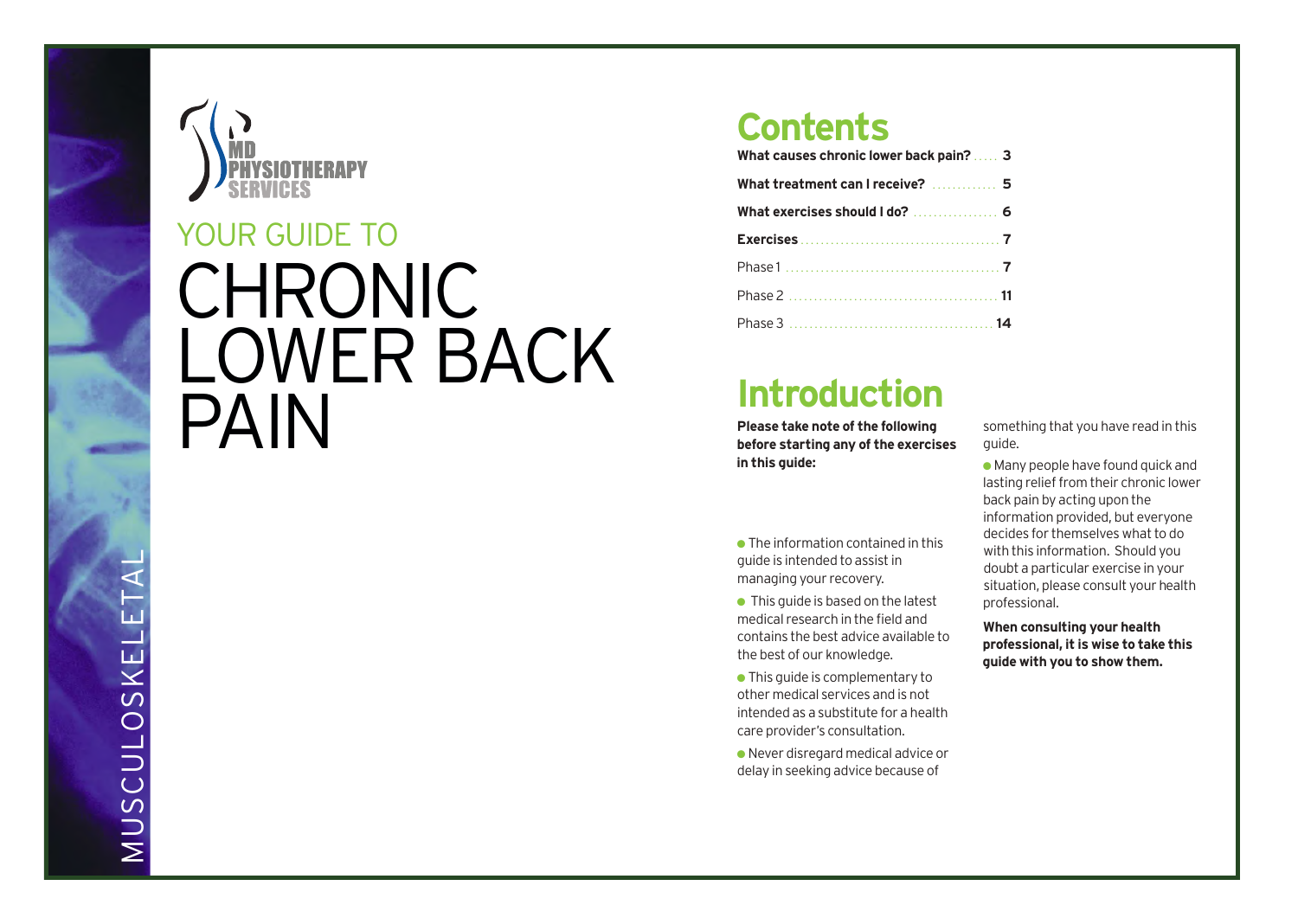MD PHYSIOTHERAPY SERVICES

# YOUR GUIDE TO CHRONIC LOWER BACK PAIN

MUSCULOSKELETAL

## Contents

| | |
|---|---|
| **What causes chronic lower back pain?** | **3** |
| **What treatment can I receive?** | **5** |
| **What exercises should I do?** | **6** |
| **Exercises** | **7** |
| Phase 1 | **7** |
| Phase 2 | **11** |
| Phase 3 | **14** |

## Introduction

**Please take note of the following before starting any of the exercises in this guide:**

- The information contained in this guide is intended to assist in managing your recovery.
- This guide is based on the latest medical research in the field and contains the best advice available to the best of our knowledge.
- This guide is complementary to other medical services and is not intended as a substitute for a health care provider's consultation.
- Never disregard medical advice or delay in seeking advice because of something that you have read in this guide.
- Many people have found quick and lasting relief from their chronic lower back pain by acting upon the information provided, but everyone decides for themselves what to do with this information. Should you doubt a particular exercise in your situation, please consult your health professional.

**When consulting your health professional, it is wise to take this guide with you to show them.**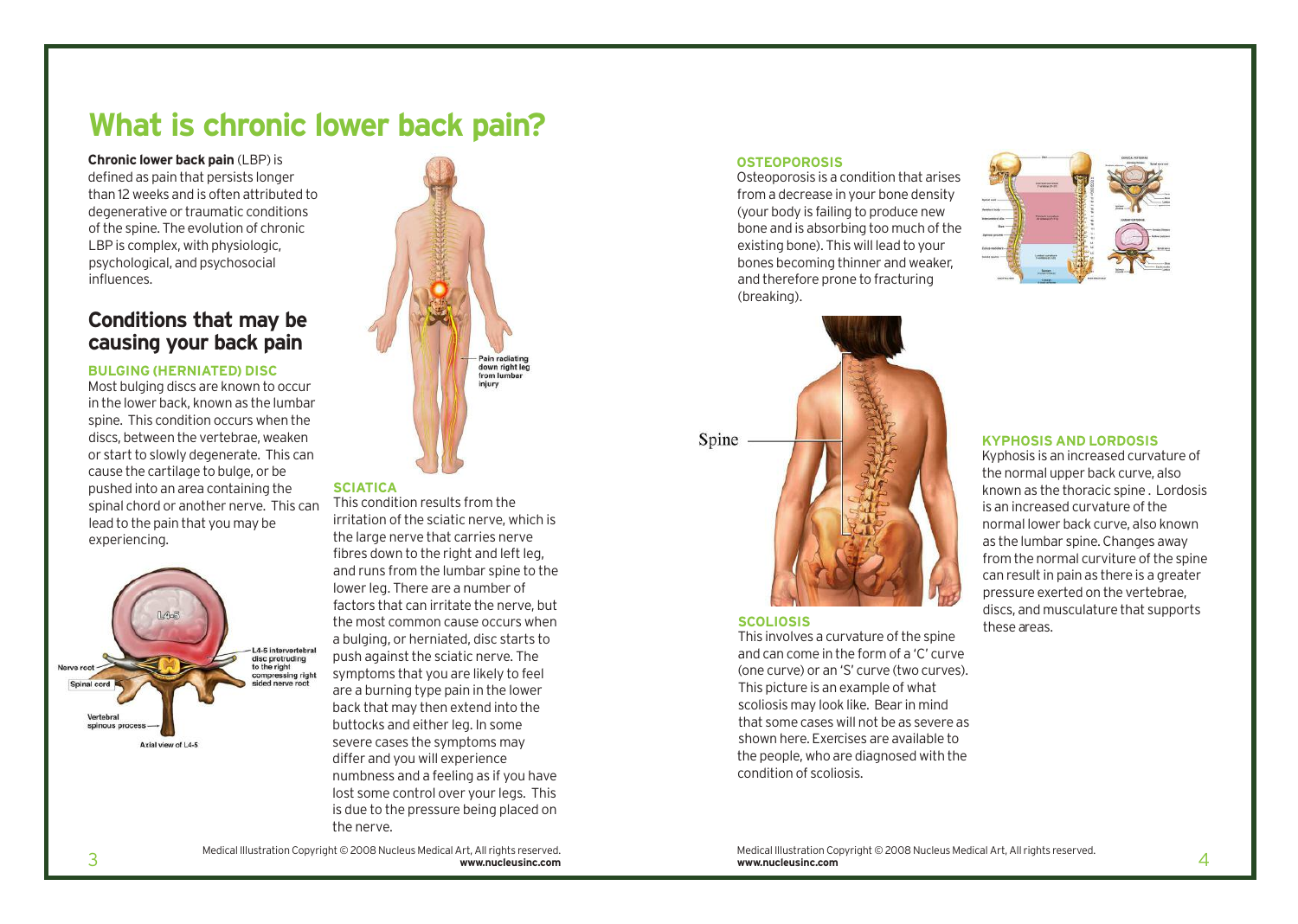# What is chronic lower back pain?

**Chronic lower back pain** (LBP) is defined as pain that persists longer than 12 weeks and is often attributed to degenerative or traumatic conditions of the spine. The evolution of chronic LBP is complex, with physiologic, psychological, and psychosocial influences.

## Conditions that may be causing your back pain

### BULGING (HERNIATED) DISC

Most bulging discs are known to occur in the lower back, known as the lumbar spine. This condition occurs when the discs, between the vertebrae, weaken or start to slowly degenerate. This can cause the cartilage to bulge, or be pushed into an area containing the spinal chord or another nerve. This can lead to the pain that you may be experiencing.

### SCIATICA

This condition results from the irritation of the sciatic nerve, which is the large nerve that carries nerve fibres down to the right and left leg, and runs from the lumbar spine to the lower leg. There are a number of factors that can irritate the nerve, but the most common cause occurs when a bulging, or herniated, disc starts to push against the sciatic nerve. The symptoms that you are likely to feel are a burning type pain in the lower back that may then extend into the buttocks and either leg. In some severe cases the symptoms may differ and you will experience numbness and a feeling as if you have lost some control over your legs. This is due to the pressure being placed on the nerve.

Medical Illustration Copyright © 2008 Nucleus Medical Art, All rights reserved.
**www.nucleusinc.com**

### OSTEOPOROSIS

Osteoporosis is a condition that arises from a decrease in your bone density (your body is failing to produce new bone and is absorbing too much of the existing bone). This will lead to your bones becoming thinner and weaker, and therefore prone to fracturing (breaking).

### SCOLIOSIS

This involves a curvature of the spine and can come in the form of a 'C' curve (one curve) or an 'S' curve (two curves). This picture is an example of what scoliosis may look like. Bear in mind that some cases will not be as severe as shown here. Exercises are available to the people, who are diagnosed with the condition of scoliosis.

### KYPHOSIS AND LORDOSIS

Kyphosis is an increased curvature of the normal upper back curve, also known as the thoracic spine . Lordosis is an increased curvature of the normal lower back curve, also known as the lumbar spine. Changes away from the normal curviture of the spine can result in pain as there is a greater pressure exerted on the vertebrae, discs, and musculature that supports these areas.

Medical Illustration Copyright © 2008 Nucleus Medical Art, All rights reserved.
**www.nucleusinc.com**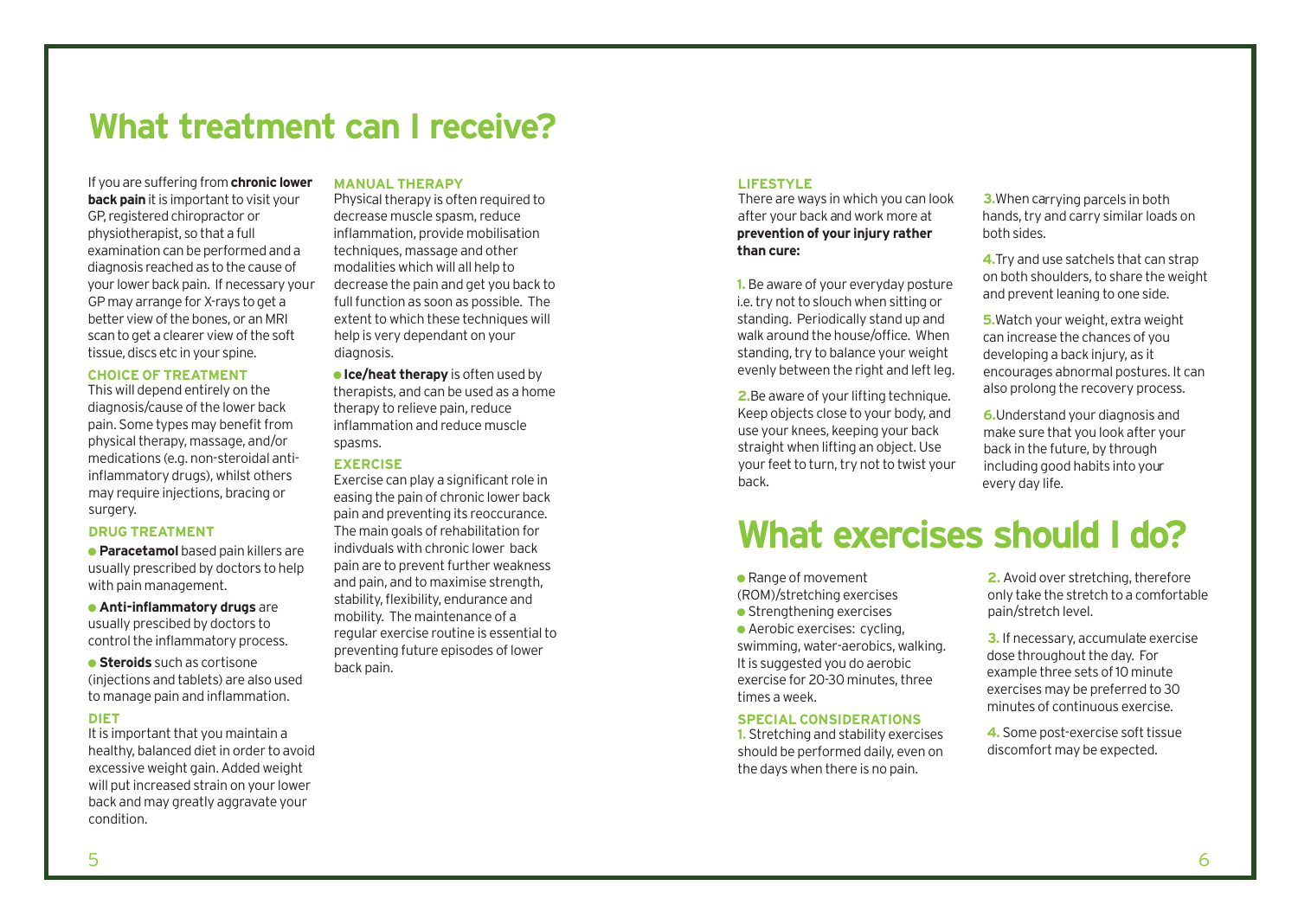# What treatment can I receive?

If you are suffering from **chronic lower back pain** it is important to visit your GP, registered chiropractor or physiotherapist, so that a full examination can be performed and a diagnosis reached as to the cause of your lower back pain. If necessary your GP may arrange for X-rays to get a better view of the bones, or an MRI scan to get a clearer view of the soft tissue, discs etc in your spine.

### CHOICE OF TREATMENT

This will depend entirely on the diagnosis/cause of the lower back pain. Some types may benefit from physical therapy, massage, and/or medications (e.g. non-steroidal anti-inflammatory drugs), whilst others may require injections, bracing or surgery.

### DRUG TREATMENT

- **Paracetamol** based pain killers are usually prescribed by doctors to help with pain management.
- **Anti-inflammatory drugs** are usually prescibed by doctors to control the inflammatory process.
- **Steroids** such as cortisone (injections and tablets) are also used to manage pain and inflammation.

### DIET

It is important that you maintain a healthy, balanced diet in order to avoid excessive weight gain. Added weight will put increased strain on your lower back and may greatly aggravate your condition.

### MANUAL THERAPY

Physical therapy is often required to decrease muscle spasm, reduce inflammation, provide mobilisation techniques, massage and other modalities which will all help to decrease the pain and get you back to full function as soon as possible. The extent to which these techniques will help is very dependant on your diagnosis.

- **Ice/heat therapy** is often used by therapists, and can be used as a home therapy to relieve pain, reduce inflammation and reduce muscle spasms.

### EXERCISE

Exercise can play a significant role in easing the pain of chronic lower back pain and preventing its reoccurance. The main goals of rehabilitation for indivduals with chronic lower back pain are to prevent further weakness and pain, and to maximise strength, stability, flexibility, endurance and mobility. The maintenance of a regular exercise routine is essential to preventing future episodes of lower back pain.

### LIFESTYLE

There are ways in which you can look after your back and work more at **prevention of your injury rather than cure:**

1. Be aware of your everyday posture i.e. try not to slouch when sitting or standing. Periodically stand up and walk around the house/office. When standing, try to balance your weight evenly between the right and left leg.
2. Be aware of your lifting technique. Keep objects close to your body, and use your knees, keeping your back straight when lifting an object. Use your feet to turn, try not to twist your back.
3. When carrying parcels in both hands, try and carry similar loads on both sides.
4. Try and use satchels that can strap on both shoulders, to share the weight and prevent leaning to one side.
5. Watch your weight, extra weight can increase the chances of you developing a back injury, as it encourages abnormal postures. It can also prolong the recovery process.
6. Understand your diagnosis and make sure that you look after your back in the future, by through including good habits into your every day life.

# What exercises should I do?

- Range of movement (ROM)/stretching exercises
- Strengthening exercises
- Aerobic exercises: cycling, swimming, water-aerobics, walking. It is suggested you do aerobic exercise for 20-30 minutes, three times a week.

### SPECIAL CONSIDERATIONS

1. Stretching and stability exercises should be performed daily, even on the days when there is no pain.
2. Avoid over stretching, therefore only take the stretch to a comfortable pain/stretch level.
3. If necessary, accumulate exercise dose throughout the day. For example three sets of 10 minute exercises may be preferred to 30 minutes of continuous exercise.
4. Some post-exercise soft tissue discomfort may be expected.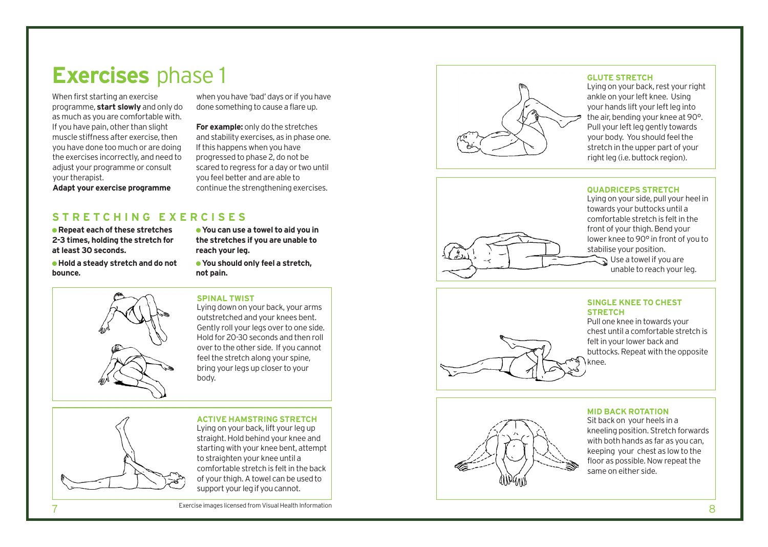# **Exercises** phase 1

When first starting an exercise programme, **start slowly** and only do as much as you are comfortable with. If you have pain, other than slight muscle stiffness after exercise, then you have done too much or are doing the exercises incorrectly, and need to adjust your programme or consult your therapist.

**Adapt your exercise programme** when you have 'bad' days or if you have done something to cause a flare up.

**For example:** only do the stretches and stability exercises, as in phase one. If this happens when you have progressed to phase 2, do not be scared to regress for a day or two until you feel better and are able to continue the strengthening exercises.

## STRETCHING EXERCISES

- **Repeat each of these stretches 2-3 times, holding the stretch for at least 30 seconds.**
- **Hold a steady stretch and do not bounce.**
- **You can use a towel to aid you in the stretches if you are unable to reach your leg.**
- **You should only feel a stretch, not pain.**

### SPINAL TWIST

Lying down on your back, your arms outstretched and your knees bent. Gently roll your legs over to one side. Hold for 20-30 seconds and then roll over to the other side. If you cannot feel the stretch along your spine, bring your legs up closer to your body.

### ACTIVE HAMSTRING STRETCH

Lying on your back, lift your leg up straight. Hold behind your knee and starting with your knee bent, attempt to straighten your knee until a comfortable stretch is felt in the back of your thigh. A towel can be used to support your leg if you cannot.

Exercise images licensed from Visual Health Information

### GLUTE STRETCH

Lying on your back, rest your right ankle on your left knee. Using your hands lift your left leg into the air, bending your knee at 90°. Pull your left leg gently towards your body. You should feel the stretch in the upper part of your right leg (i.e. buttock region).

### QUADRICEPS STRETCH

Lying on your side, pull your heel in towards your buttocks until a comfortable stretch is felt in the front of your thigh. Bend your lower knee to 90° in front of you to stabilise your position. Use a towel if you are unable to reach your leg.

### SINGLE KNEE TO CHEST STRETCH

Pull one knee in towards your chest until a comfortable stretch is felt in your lower back and buttocks. Repeat with the opposite knee.

### MID BACK ROTATION

Sit back on your heels in a kneeling position. Stretch forwards with both hands as far as you can, keeping your chest as low to the floor as possible. Now repeat the same on either side.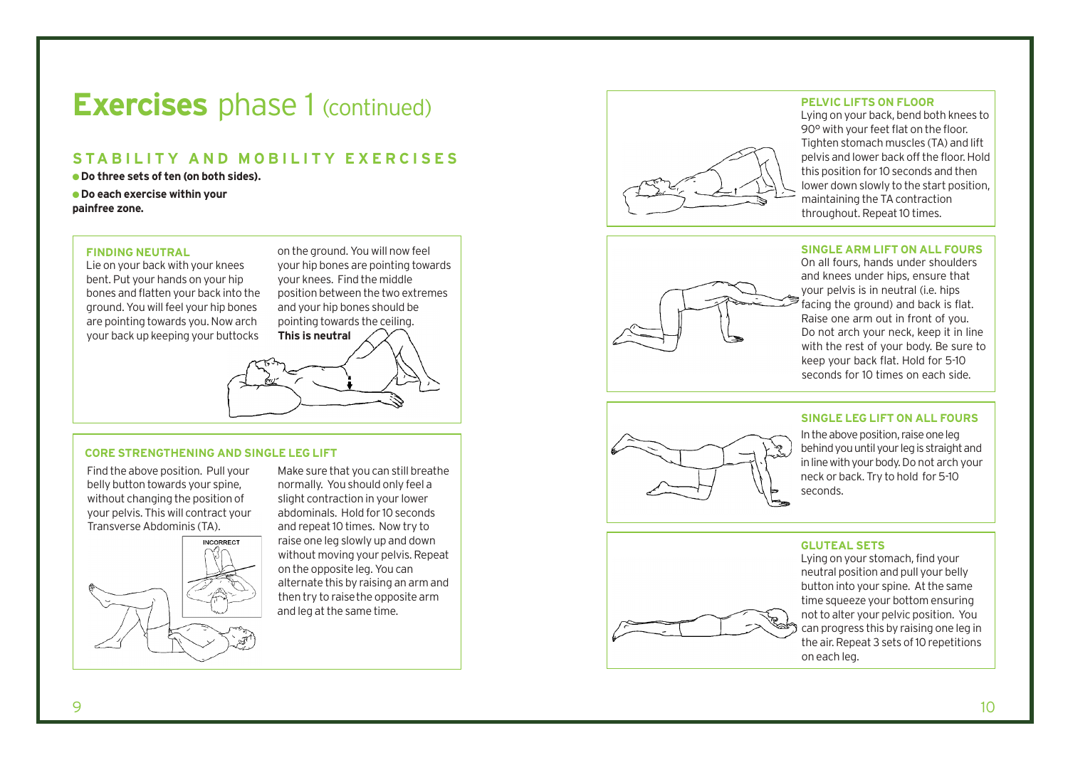# **Exercises** phase 1 (continued)

## STABILITY AND MOBILITY EXERCISES

- **Do three sets of ten (on both sides).**
- **Do each exercise within your painfree zone.**

### FINDING NEUTRAL

Lie on your back with your knees bent. Put your hands on your hip bones and flatten your back into the ground. You will feel your hip bones are pointing towards you. Now arch your back up keeping your buttocks on the ground. You will now feel your hip bones are pointing towards your knees. Find the middle position between the two extremes and your hip bones should be pointing towards the ceiling. **This is neutral**

### CORE STRENGTHENING AND SINGLE LEG LIFT

Find the above position. Pull your belly button towards your spine, without changing the position of your pelvis. This will contract your Transverse Abdominis (TA).

INCORRECT

Make sure that you can still breathe normally. You should only feel a slight contraction in your lower abdominals. Hold for 10 seconds and repeat 10 times. Now try to raise one leg slowly up and down without moving your pelvis. Repeat on the opposite leg. You can alternate this by raising an arm and then try to raise the opposite arm and leg at the same time.

### PELVIC LIFTS ON FLOOR

Lying on your back, bend both knees to 90° with your feet flat on the floor. Tighten stomach muscles (TA) and lift pelvis and lower back off the floor. Hold this position for 10 seconds and then lower down slowly to the start position, maintaining the TA contraction throughout. Repeat 10 times.

### SINGLE ARM LIFT ON ALL FOURS

On all fours, hands under shoulders and knees under hips, ensure that your pelvis is in neutral (i.e. hips facing the ground) and back is flat. Raise one arm out in front of you. Do not arch your neck, keep it in line with the rest of your body. Be sure to keep your back flat. Hold for 5-10 seconds for 10 times on each side.

### SINGLE LEG LIFT ON ALL FOURS

In the above position, raise one leg behind you until your leg is straight and in line with your body. Do not arch your neck or back. Try to hold for 5-10 seconds.

### GLUTEAL SETS

Lying on your stomach, find your neutral position and pull your belly button into your spine. At the same time squeeze your bottom ensuring not to alter your pelvic position. You can progress this by raising one leg in the air. Repeat 3 sets of 10 repetitions on each leg.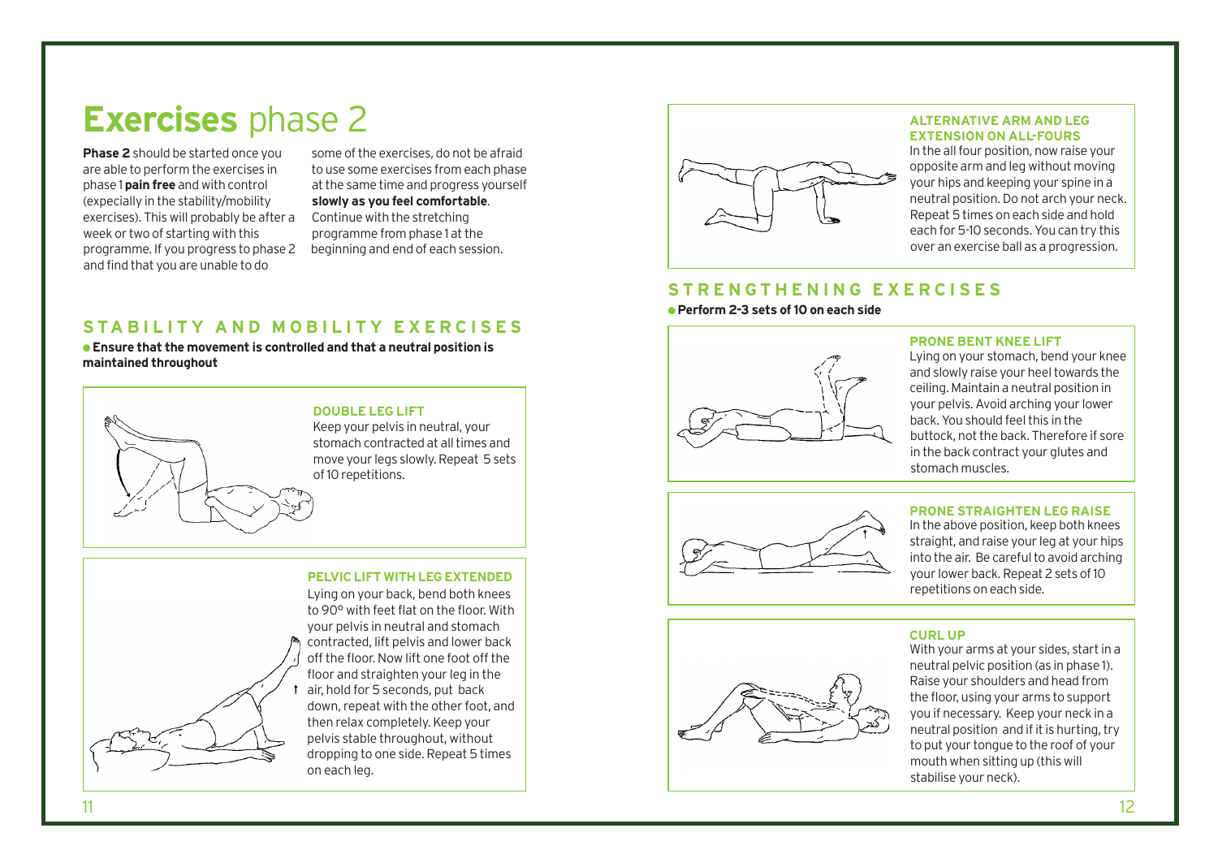# **Exercises** phase 2

**Phase 2** should be started once you are able to perform the exercises in phase 1 **pain free** and with control (expecially in the stability/mobility exercises). This will probably be after a week or two of starting with this programme. If you progress to phase 2 and find that you are unable to do some of the exercises, do not be afraid to use some exercises from each phase at the same time and progress yourself **slowly as you feel comfortable**. Continue with the stretching programme from phase 1 at the beginning and end of each session.

## STABILITY AND MOBILITY EXERCISES

- **Ensure that the movement is controlled and that a neutral position is maintained throughout**

### DOUBLE LEG LIFT

Keep your pelvis in neutral, your stomach contracted at all times and move your legs slowly. Repeat 5 sets of 10 repetitions.

### PELVIC LIFT WITH LEG EXTENDED

Lying on your back, bend both knees to 90° with feet flat on the floor. With your pelvis in neutral and stomach contracted, lift pelvis and lower back off the floor. Now lift one foot off the floor and straighten your leg in the air, hold for 5 seconds, put back down, repeat with the other foot, and then relax completely. Keep your pelvis stable throughout, without dropping to one side. Repeat 5 times on each leg.

### ALTERNATIVE ARM AND LEG EXTENSION ON ALL-FOURS

In the all four position, now raise your opposite arm and leg without moving your hips and keeping your spine in a neutral position. Do not arch your neck. Repeat 5 times on each side and hold each for 5-10 seconds. You can try this over an exercise ball as a progression.

## STRENGTHENING EXERCISES

- **Perform 2-3 sets of 10 on each side**

### PRONE BENT KNEE LIFT

Lying on your stomach, bend your knee and slowly raise your heel towards the ceiling. Maintain a neutral position in your pelvis. Avoid arching your lower back. You should feel this in the buttock, not the back. Therefore if sore in the back contract your glutes and stomach muscles.

### PRONE STRAIGHTEN LEG RAISE

In the above position, keep both knees straight, and raise your leg at your hips into the air. Be careful to avoid arching your lower back. Repeat 2 sets of 10 repetitions on each side.

### CURL UP

With your arms at your sides, start in a neutral pelvic position (as in phase 1). Raise your shoulders and head from the floor, using your arms to support you if necessary. Keep your neck in a neutral position and if it is hurting, try to put your tongue to the roof of your mouth when sitting up (this will stabilise your neck).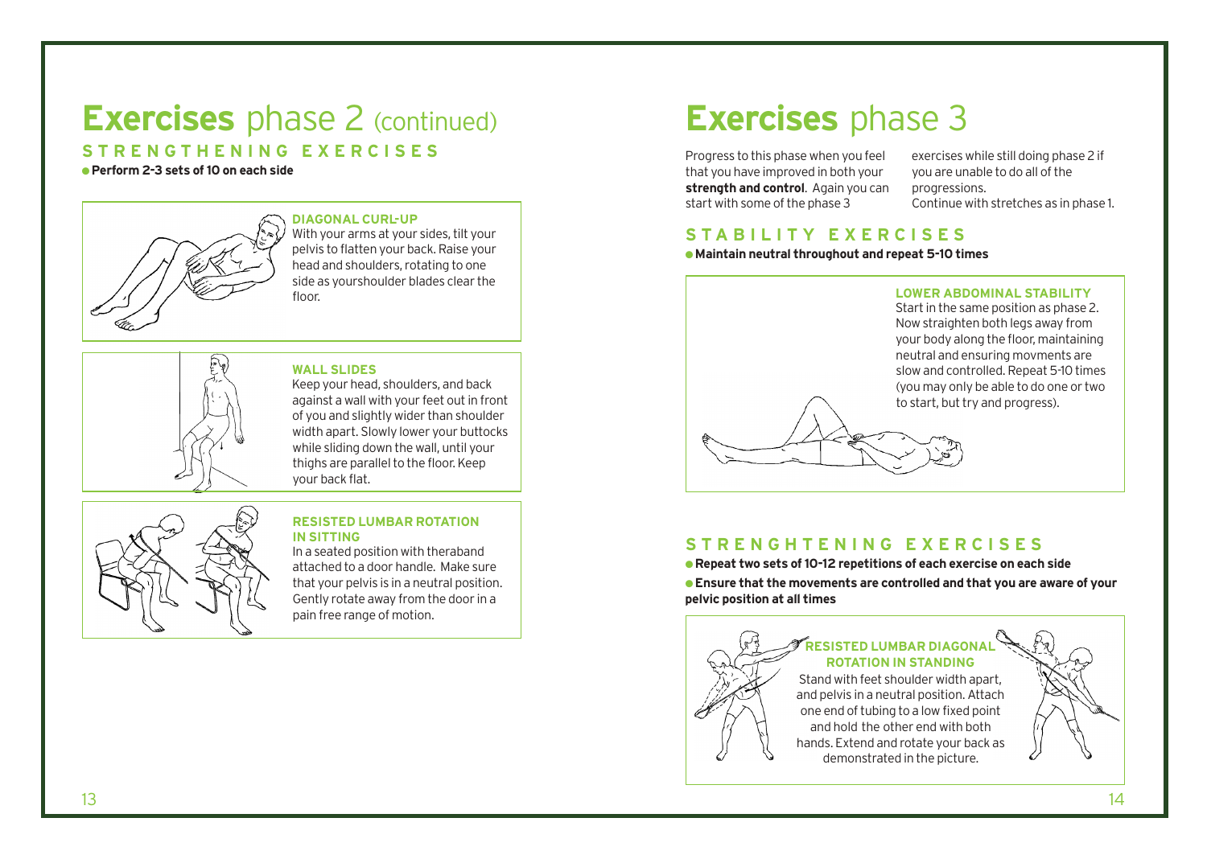# **Exercises** phase 2 (continued)

## STRENGTHENING EXERCISES

- **Perform 2-3 sets of 10 on each side**

### DIAGONAL CURL-UP

With your arms at your sides, tilt your pelvis to flatten your back. Raise your head and shoulders, rotating to one side as yourshoulder blades clear the floor.

### WALL SLIDES

Keep your head, shoulders, and back against a wall with your feet out in front of you and slightly wider than shoulder width apart. Slowly lower your buttocks while sliding down the wall, until your thighs are parallel to the floor. Keep your back flat.

### RESISTED LUMBAR ROTATION IN SITTING

In a seated position with theraband attached to a door handle. Make sure that your pelvis is in a neutral position. Gently rotate away from the door in a pain free range of motion.

# **Exercises** phase 3

Progress to this phase when you feel that you have improved in both your **strength and control**. Again you can start with some of the phase 3 exercises while still doing phase 2 if you are unable to do all of the progressions.
Continue with stretches as in phase 1.

## STABILITY EXERCISES

- **Maintain neutral throughout and repeat 5-10 times**

### LOWER ABDOMINAL STABILITY

Start in the same position as phase 2. Now straighten both legs away from your body along the floor, maintaining neutral and ensuring movments are slow and controlled. Repeat 5-10 times (you may only be able to do one or two to start, but try and progress).

## STRENGHTENING EXERCISES

- **Repeat two sets of 10-12 repetitions of each exercise on each side**
- **Ensure that the movements are controlled and that you are aware of your pelvic position at all times**

### RESISTED LUMBAR DIAGONAL ROTATION IN STANDING

Stand with feet shoulder width apart, and pelvis in a neutral position. Attach one end of tubing to a low fixed point and hold the other end with both hands. Extend and rotate your back as demonstrated in the picture.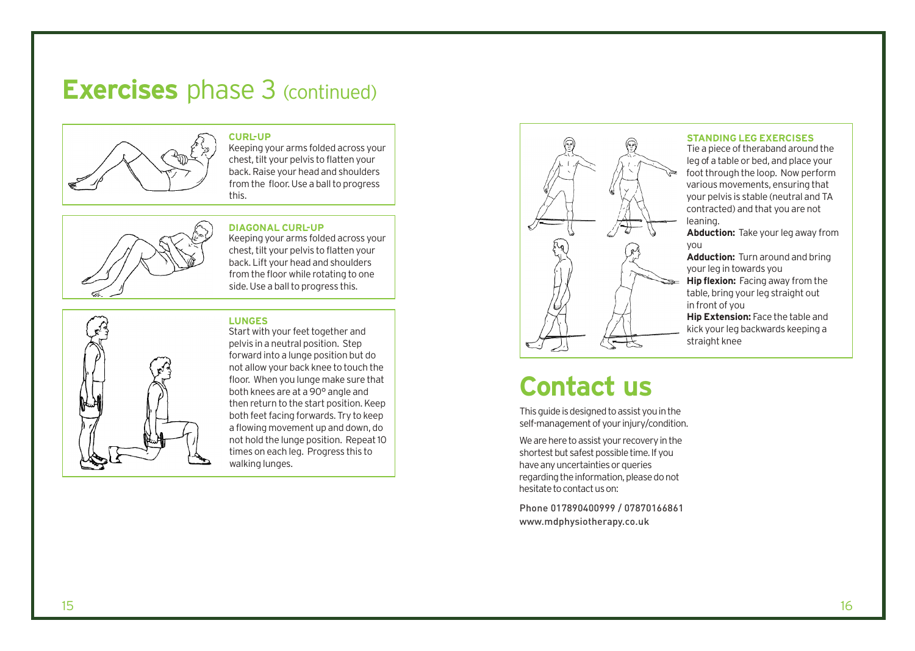# **Exercises** phase 3 (continued)

**CURL-UP**

Keeping your arms folded across your chest, tilt your pelvis to flatten your back. Raise your head and shoulders from the floor. Use a ball to progress this.

**DIAGONAL CURL-UP**

Keeping your arms folded across your chest, tilt your pelvis to flatten your back. Lift your head and shoulders from the floor while rotating to one side. Use a ball to progress this.

**LUNGES**

Start with your feet together and pelvis in a neutral position. Step forward into a lunge position but do not allow your back knee to touch the floor. When you lunge make sure that both knees are at a 90° angle and then return to the start position. Keep both feet facing forwards. Try to keep a flowing movement up and down, do not hold the lunge position. Repeat 10 times on each leg. Progress this to walking lunges.

**STANDING LEG EXERCISES**

Tie a piece of theraband around the leg of a table or bed, and place your foot through the loop. Now perform various movements, ensuring that your pelvis is stable (neutral and TA contracted) and that you are not leaning.

**Abduction:** Take your leg away from you

**Adduction:** Turn around and bring your leg in towards you

**Hip flexion:** Facing away from the table, bring your leg straight out in front of you

**Hip Extension:** Face the table and kick your leg backwards keeping a straight knee

# Contact us

This guide is designed to assist you in the self-management of your injury/condition.

We are here to assist your recovery in the shortest but safest possible time. If you have any uncertainties or queries regarding the information, please do not hesitate to contact us on:

Phone 017890400999 / 07870166861
www.mdphysiotherapy.co.uk